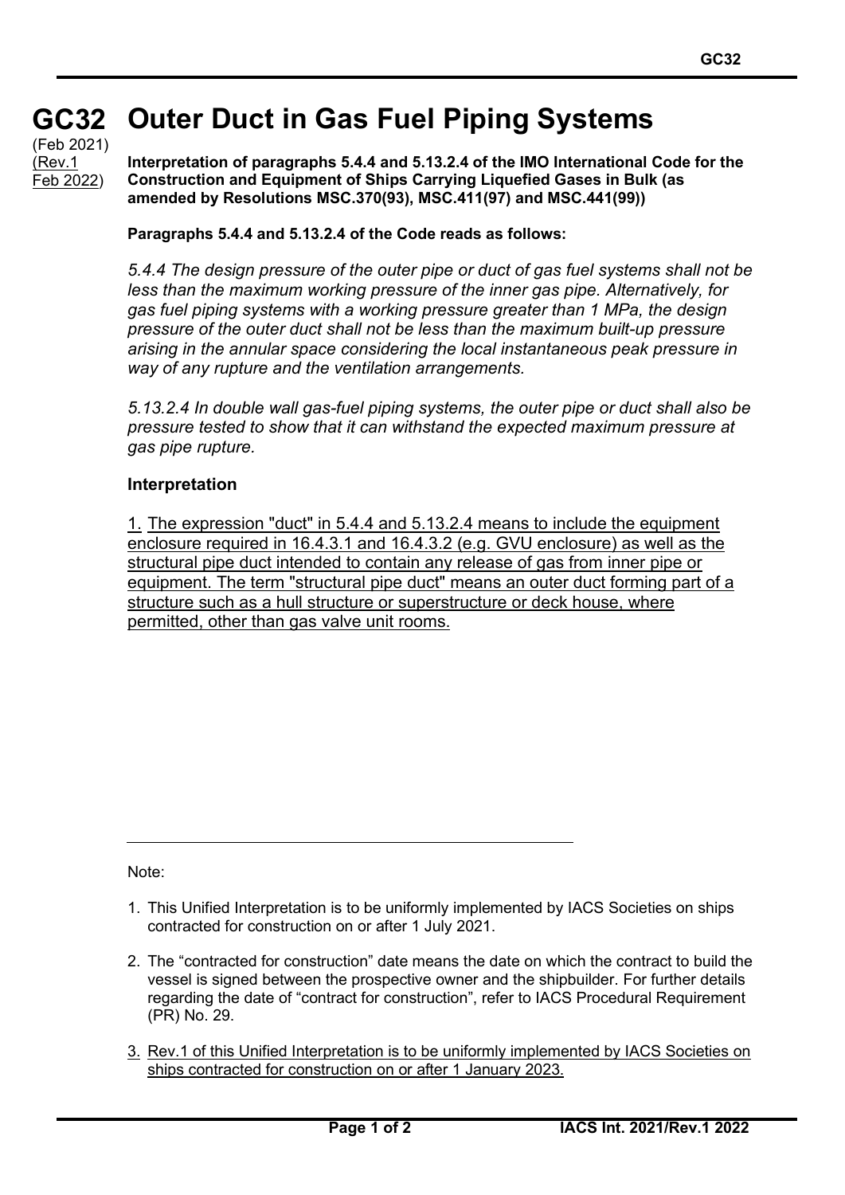# GC32 Outer Duct in Gas Fuel Piping Systems

(Feb 2021)
(Rev.1 Feb 2022)

**Interpretation of paragraphs 5.4.4 and 5.13.2.4 of the IMO International Code for the Construction and Equipment of Ships Carrying Liquefied Gases in Bulk (as amended by Resolutions MSC.370(93), MSC.411(97) and MSC.441(99))**

**Paragraphs 5.4.4 and 5.13.2.4 of the Code reads as follows:**

*5.4.4 The design pressure of the outer pipe or duct of gas fuel systems shall not be less than the maximum working pressure of the inner gas pipe. Alternatively, for gas fuel piping systems with a working pressure greater than 1 MPa, the design pressure of the outer duct shall not be less than the maximum built-up pressure arising in the annular space considering the local instantaneous peak pressure in way of any rupture and the ventilation arrangements.*

*5.13.2.4 In double wall gas-fuel piping systems, the outer pipe or duct shall also be pressure tested to show that it can withstand the expected maximum pressure at gas pipe rupture.*

**Interpretation**

1. The expression "duct" in 5.4.4 and 5.13.2.4 means to include the equipment enclosure required in 16.4.3.1 and 16.4.3.2 (e.g. GVU enclosure) as well as the structural pipe duct intended to contain any release of gas from inner pipe or equipment. The term "structural pipe duct" means an outer duct forming part of a structure such as a hull structure or superstructure or deck house, where permitted, other than gas valve unit rooms.

---

Note:

1. This Unified Interpretation is to be uniformly implemented by IACS Societies on ships contracted for construction on or after 1 July 2021.
2. The "contracted for construction" date means the date on which the contract to build the vessel is signed between the prospective owner and the shipbuilder. For further details regarding the date of "contract for construction", refer to IACS Procedural Requirement (PR) No. 29.
3. Rev.1 of this Unified Interpretation is to be uniformly implemented by IACS Societies on ships contracted for construction on or after 1 January 2023.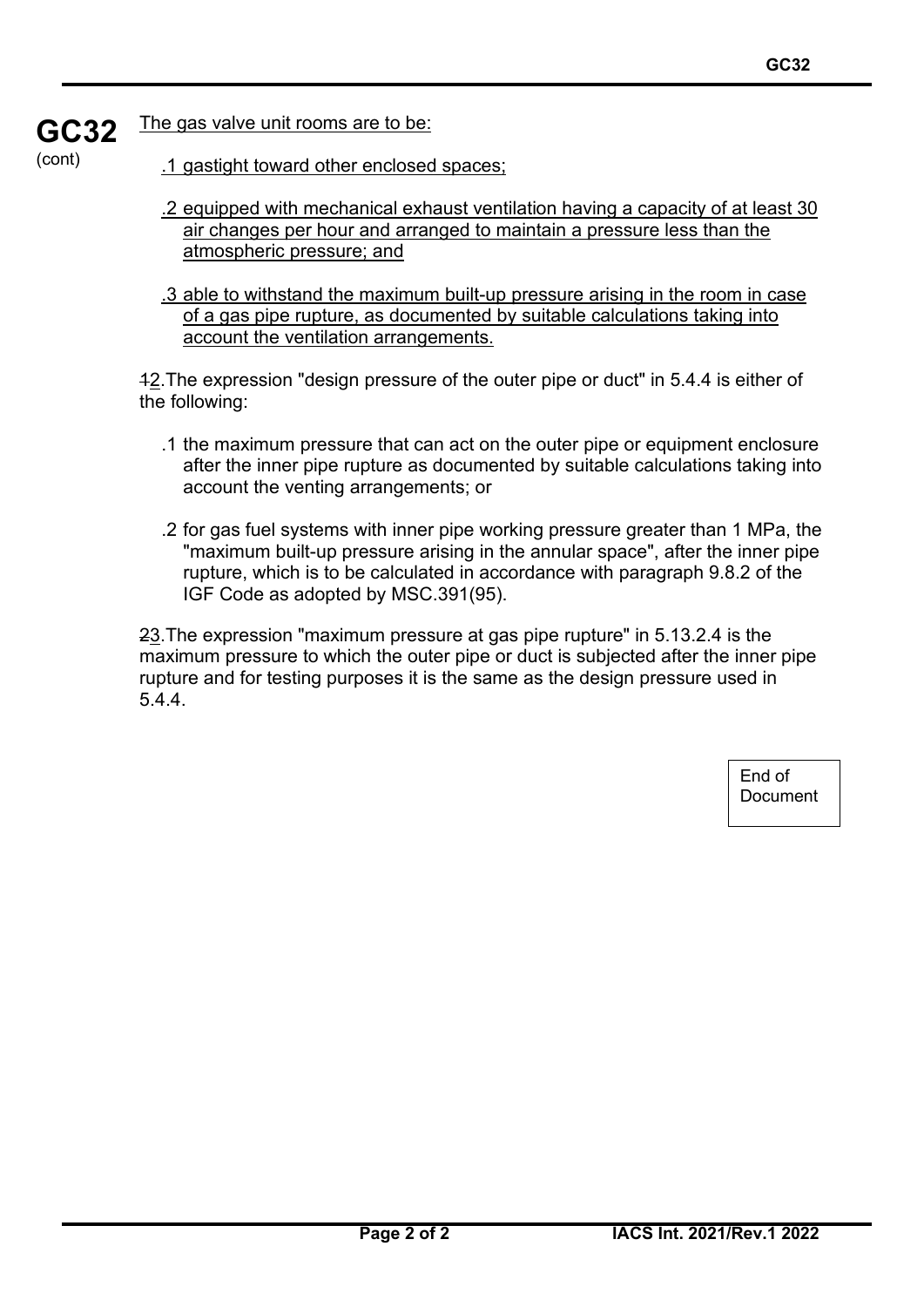**GC32** (cont)

The gas valve unit rooms are to be:

.1 gastight toward other enclosed spaces;

.2 equipped with mechanical exhaust ventilation having a capacity of at least 30 air changes per hour and arranged to maintain a pressure less than the atmospheric pressure; and

.3 able to withstand the maximum built-up pressure arising in the room in case of a gas pipe rupture, as documented by suitable calculations taking into account the ventilation arrangements.

~~1~~2. The expression "design pressure of the outer pipe or duct" in 5.4.4 is either of the following:

.1 the maximum pressure that can act on the outer pipe or equipment enclosure after the inner pipe rupture as documented by suitable calculations taking into account the venting arrangements; or

.2 for gas fuel systems with inner pipe working pressure greater than 1 MPa, the "maximum built-up pressure arising in the annular space", after the inner pipe rupture, which is to be calculated in accordance with paragraph 9.8.2 of the IGF Code as adopted by MSC.391(95).

~~2~~3. The expression "maximum pressure at gas pipe rupture" in 5.13.2.4 is the maximum pressure to which the outer pipe or duct is subjected after the inner pipe rupture and for testing purposes it is the same as the design pressure used in 5.4.4.

End of Document